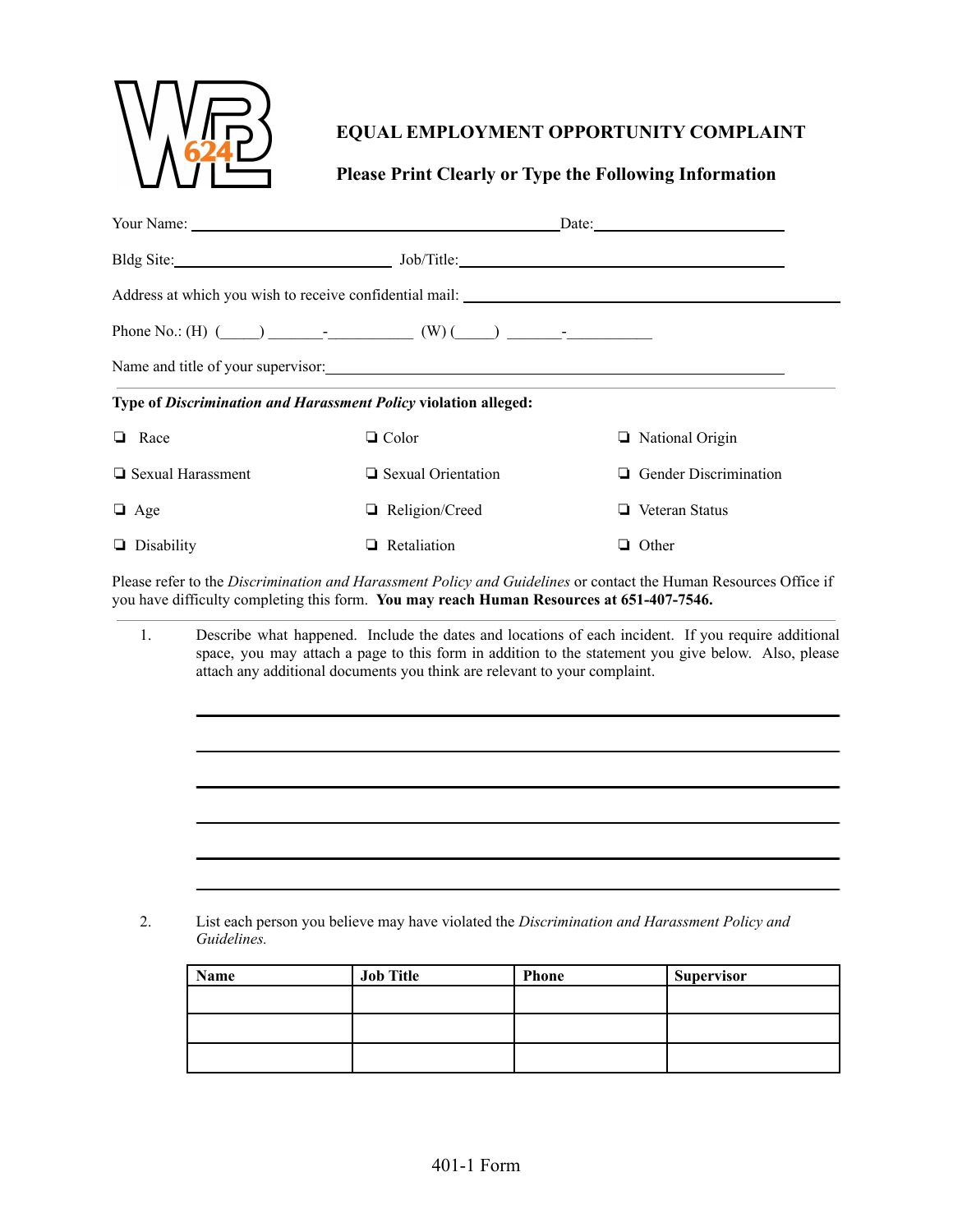# EQUAL EMPLOYMENT OPPORTUNITY COMPLAINT

## Please Print Clearly or Type the Following Information

Your Name: ______________________________________________ Date: ________________________

Bldg Site: ____________________________ Job/Title: ____________________________________________

Address at which you wish to receive confidential mail: ____________________________________________

Phone No.: (H) (_____) _______-___________ (W) (_____) _______-___________

Name and title of your supervisor: ____________________________________________________________

---

**Type of *Discrimination and Harassment Policy* violation alleged:**

- ❏ Race
- ❏ Color
- ❏ National Origin
- ❏ Sexual Harassment
- ❏ Sexual Orientation
- ❏ Gender Discrimination
- ❏ Age
- ❏ Religion/Creed
- ❏ Veteran Status
- ❏ Disability
- ❏ Retaliation
- ❏ Other

Please refer to the *Discrimination and Harassment Policy and Guidelines* or contact the Human Resources Office if you have difficulty completing this form. **You may reach Human Resources at 651-407-7546.**

---

1. Describe what happened. Include the dates and locations of each incident. If you require additional space, you may attach a page to this form in addition to the statement you give below. Also, please attach any additional documents you think are relevant to your complaint.

   ______________________________________________________________________________

   ______________________________________________________________________________

   ______________________________________________________________________________

   ______________________________________________________________________________

   ______________________________________________________________________________

   ______________________________________________________________________________

2. List each person you believe may have violated the *Discrimination and Harassment Policy and Guidelines.*

| Name | Job Title | Phone | Supervisor |
|---|---|---|---|
| | | | |
| | | | |
| | | | |

401-1 Form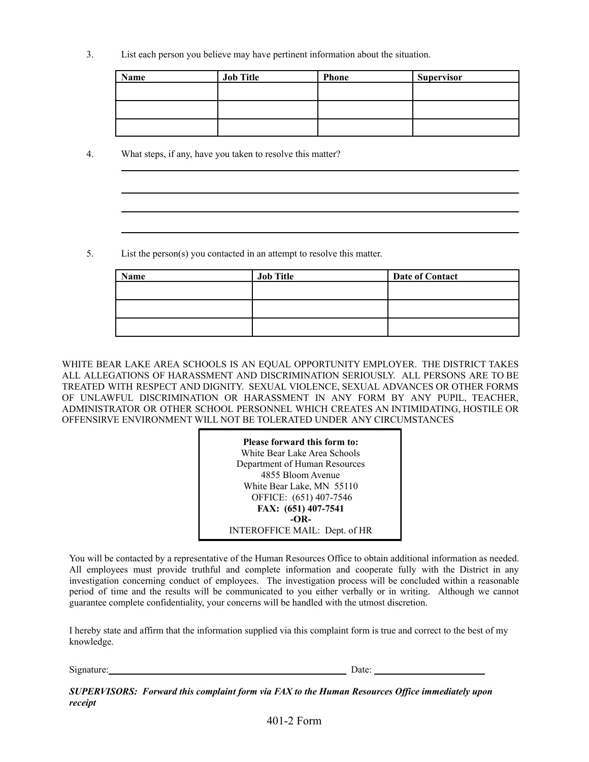3. List each person you believe may have pertinent information about the situation.

| Name | Job Title | Phone | Supervisor |
|---|---|---|---|
| | | | |
| | | | |
| | | | |

4. What steps, if any, have you taken to resolve this matter?

______________________________________________________________________

______________________________________________________________________

______________________________________________________________________

______________________________________________________________________

5. List the person(s) you contacted in an attempt to resolve this matter.

| Name | Job Title | Date of Contact |
|---|---|---|
| | | |
| | | |
| | | |

WHITE BEAR LAKE AREA SCHOOLS IS AN EQUAL OPPORTUNITY EMPLOYER. THE DISTRICT TAKES ALL ALLEGATIONS OF HARASSMENT AND DISCRIMINATION SERIOUSLY. ALL PERSONS ARE TO BE TREATED WITH RESPECT AND DIGNITY. SEXUAL VIOLENCE, SEXUAL ADVANCES OR OTHER FORMS OF UNLAWFUL DISCRIMINATION OR HARASSMENT IN ANY FORM BY ANY PUPIL, TEACHER, ADMINISTRATOR OR OTHER SCHOOL PERSONNEL WHICH CREATES AN INTIMIDATING, HOSTILE OR OFFENSIRVE ENVIRONMENT WILL NOT BE TOLERATED UNDER ANY CIRCUMSTANCES

**Please forward this form to:**
White Bear Lake Area Schools
Department of Human Resources
4855 Bloom Avenue
White Bear Lake, MN 55110
OFFICE: (651) 407-7546
**FAX: (651) 407-7541**
**-OR-**
INTEROFFICE MAIL: Dept. of HR

You will be contacted by a representative of the Human Resources Office to obtain additional information as needed. All employees must provide truthful and complete information and cooperate fully with the District in any investigation concerning conduct of employees. The investigation process will be concluded within a reasonable period of time and the results will be communicated to you either verbally or in writing. Although we cannot guarantee complete confidentiality, your concerns will be handled with the utmost discretion.

I hereby state and affirm that the information supplied via this complaint form is true and correct to the best of my knowledge.

Signature:______________________________________ Date: ____________________

***SUPERVISORS: Forward this complaint form via FAX to the Human Resources Office immediately upon receipt***

401-2 Form